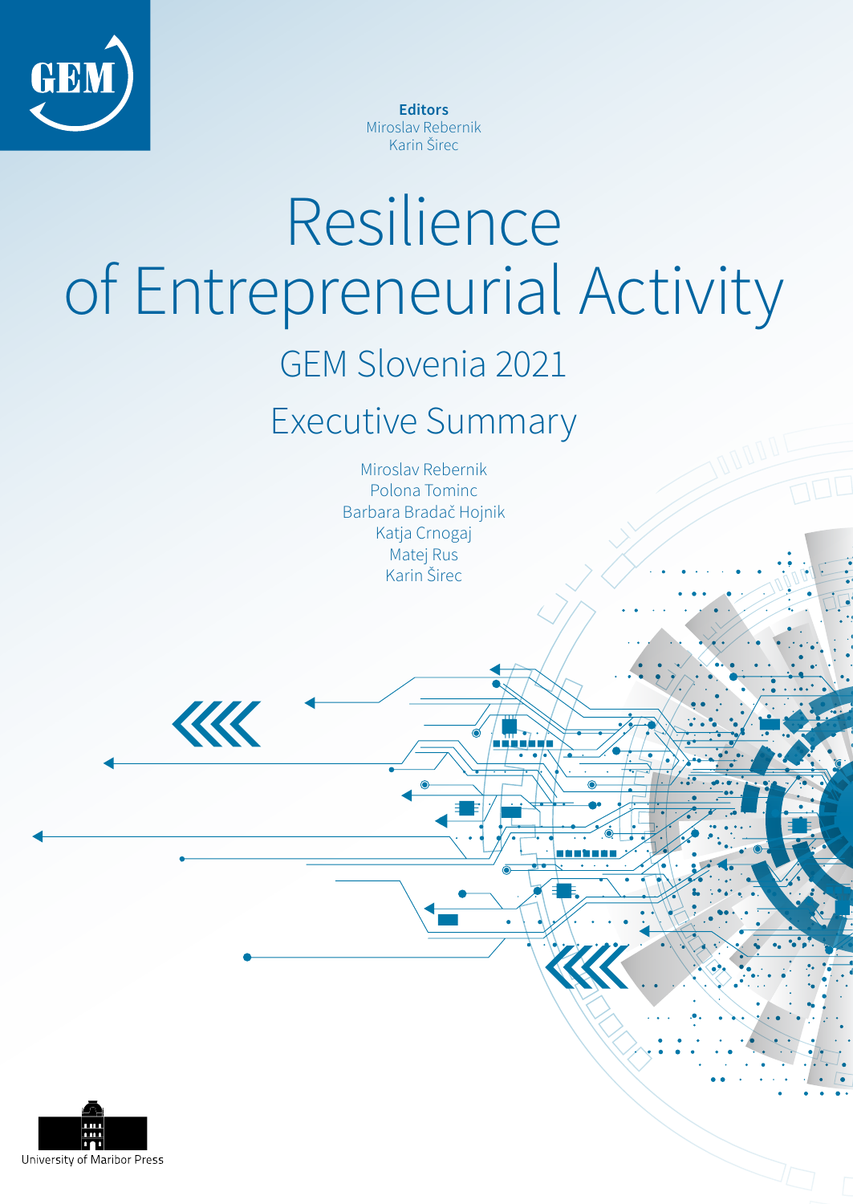GEM

**Editors**
Miroslav Rebernik
Karin Širec

# Resilience of Entrepreneurial Activity

## GEM Slovenia 2021

## Executive Summary

Miroslav Rebernik
Polona Tominc
Barbara Bradač Hojnik
Katja Crnogaj
Matej Rus
Karin Širec

University of Maribor Press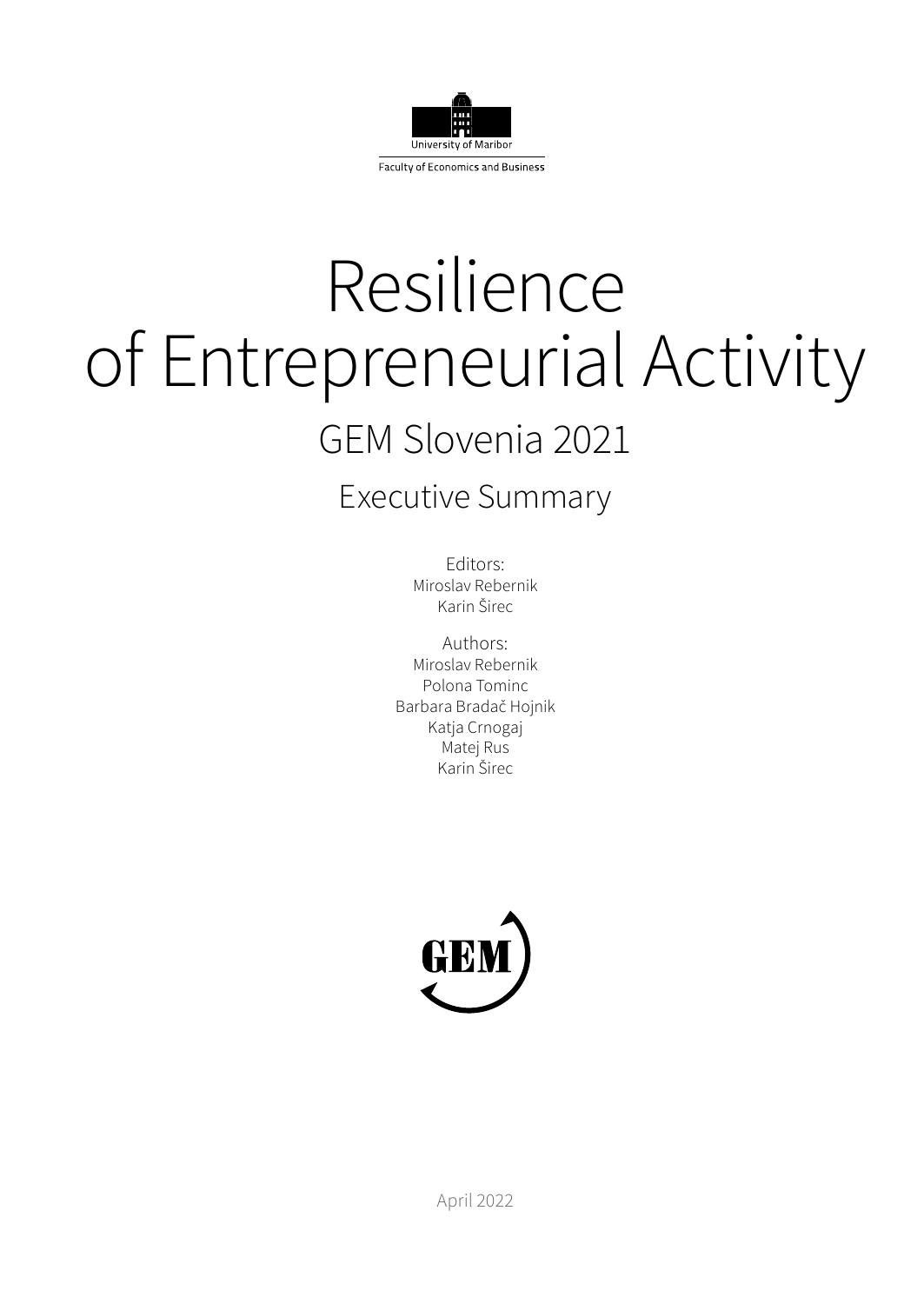University of Maribor

Faculty of Economics and Business

# Resilience of Entrepreneurial Activity

## GEM Slovenia 2021

## Executive Summary

Editors:
Miroslav Rebernik
Karin Širec

Authors:
Miroslav Rebernik
Polona Tominc
Barbara Bradač Hojnik
Katja Crnogaj
Matej Rus
Karin Širec

GEM

April 2022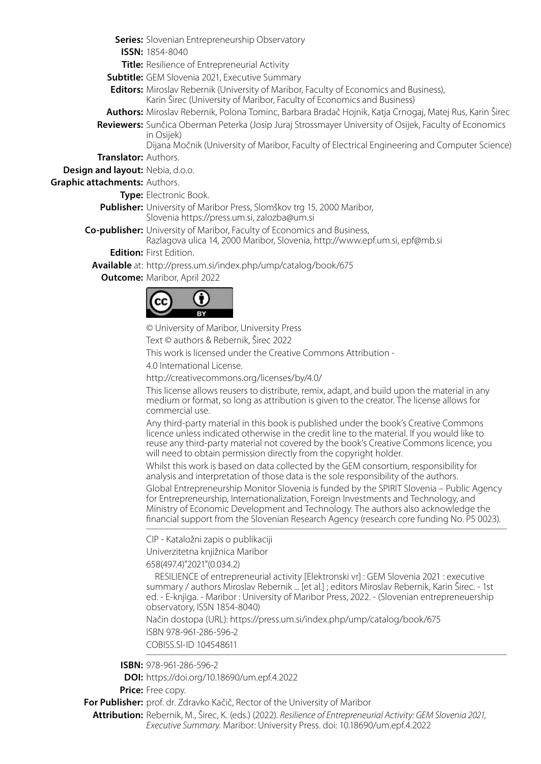**Series:** Slovenian Entrepreneurship Observatory

**ISSN:** 1854-8040

**Title:** Resilience of Entrepreneurial Activity

**Subtitle:** GEM Slovenia 2021, Executive Summary

**Editors:** Miroslav Rebernik (University of Maribor, Faculty of Economics and Business), Karin Širec (University of Maribor, Faculty of Economics and Business)

**Authors:** Miroslav Rebernik, Polona Tominc, Barbara Bradač Hojnik, Katja Crnogaj, Matej Rus, Karin Širec

**Reviewers:** Sunčica Oberman Peterka (Josip Juraj Strossmayer University of Osijek, Faculty of Economics in Osijek)
Dijana Močnik (University of Maribor, Faculty of Electrical Engineering and Computer Science)

**Translator:** Authors.

**Design and layout:** Nebia, d.o.o.

**Graphic attachments:** Authors.

**Type:** Electronic Book.

**Publisher:** University of Maribor Press, Slomškov trg 15, 2000 Maribor, Slovenia https://press.um.si, zalozba@um.si

**Co-publisher:** University of Maribor, Faculty of Economics and Business, Razlagova ulica 14, 2000 Maribor, Slovenia, http://www.epf.um.si, epf@mb.si

**Edition:** First Edition.

**Available** at: http://press.um.si/index.php/ump/catalog/book/675

**Outcome:** Maribor, April 2022

© University of Maribor, University Press

Text © authors & Rebernik, Širec 2022

This work is licensed under the Creative Commons Attribution -

4.0 International License.

http://creativecommons.org/licenses/by/4.0/

This license allows reusers to distribute, remix, adapt, and build upon the material in any medium or format, so long as attribution is given to the creator. The license allows for commercial use.

Any third-party material in this book is published under the book's Creative Commons licence unless indicated otherwise in the credit line to the material. If you would like to reuse any third-party material not covered by the book's Creative Commons licence, you will need to obtain permission directly from the copyright holder.

Whilst this work is based on data collected by the GEM consortium, responsibility for analysis and interpretation of those data is the sole responsibility of the authors.

Global Entrepreneurship Monitor Slovenia is funded by the SPIRIT Slovenia – Public Agency for Entrepreneurship, Internationalization, Foreign Investments and Technology, and Ministry of Economic Development and Technology. The authors also acknowledge the financial support from the Slovenian Research Agency (research core funding No. P5 0023).

---

CIP - Kataložni zapis o publikaciji

Univerzitetna knjižnica Maribor

658(497.4)"2021"(0.034.2)

RESILIENCE of entrepreneurial activity [Elektronski vr] : GEM Slovenia 2021 : executive summary / authors Miroslav Rebernik ... [et al.] ; editors Miroslav Rebernik, Karin Širec. - 1st ed. - E-knjiga. - Maribor : University of Maribor Press, 2022. - (Slovenian entrepreneuership observatory, ISSN 1854-8040)

Način dostopa (URL): https://press.um.si/index.php/ump/catalog/book/675

ISBN 978-961-286-596-2

COBISS.SI-ID 104548611

---

**ISBN:** 978-961-286-596-2

**DOI:** https://doi.org/10.18690/um.epf.4.2022

**Price:** Free copy.

**For Publisher:** prof. dr. Zdravko Kačič, Rector of the University of Maribor

**Attribution:** Rebernik, M., Širec, K. (eds.) (2022). *Resilience of Entrepreneurial Activity: GEM Slovenia 2021, Executive Summary.* Maribor: University Press. doi: 10.18690/um.epf.4.2022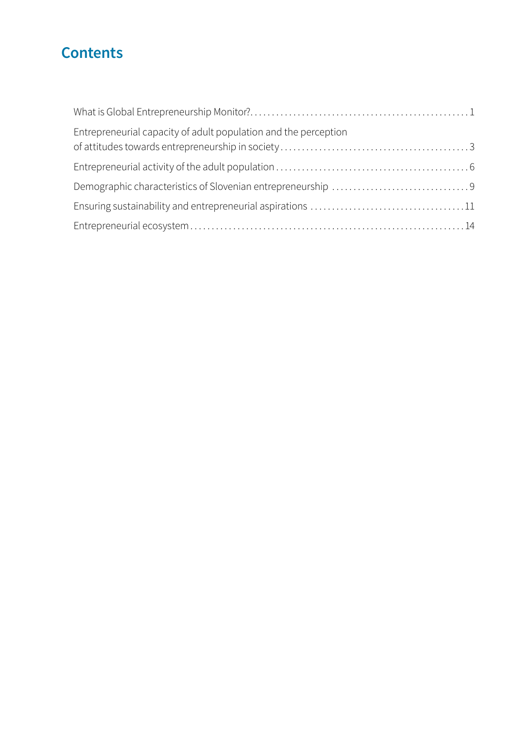# Contents

- What is Global Entrepreneurship Monitor? ... 1
- Entrepreneurial capacity of adult population and the perception of attitudes towards entrepreneurship in society ... 3
- Entrepreneurial activity of the adult population ... 6
- Demographic characteristics of Slovenian entrepreneurship ... 9
- Ensuring sustainability and entrepreneurial aspirations ... 11
- Entrepreneurial ecosystem ... 14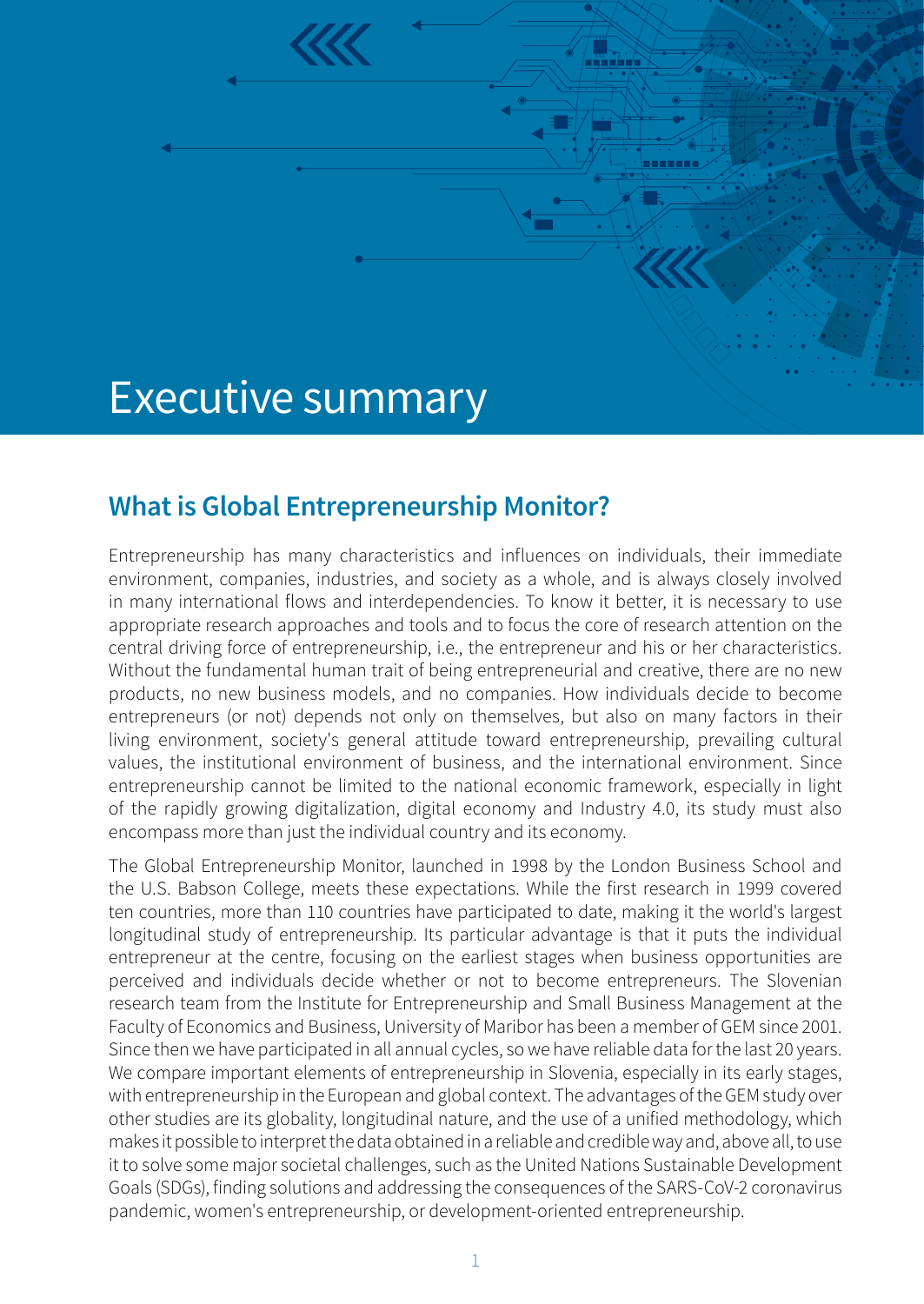# Executive summary

## What is Global Entrepreneurship Monitor?

Entrepreneurship has many characteristics and influences on individuals, their immediate environment, companies, industries, and society as a whole, and is always closely involved in many international flows and interdependencies. To know it better, it is necessary to use appropriate research approaches and tools and to focus the core of research attention on the central driving force of entrepreneurship, i.e., the entrepreneur and his or her characteristics. Without the fundamental human trait of being entrepreneurial and creative, there are no new products, no new business models, and no companies. How individuals decide to become entrepreneurs (or not) depends not only on themselves, but also on many factors in their living environment, society's general attitude toward entrepreneurship, prevailing cultural values, the institutional environment of business, and the international environment. Since entrepreneurship cannot be limited to the national economic framework, especially in light of the rapidly growing digitalization, digital economy and Industry 4.0, its study must also encompass more than just the individual country and its economy.

The Global Entrepreneurship Monitor, launched in 1998 by the London Business School and the U.S. Babson College, meets these expectations. While the first research in 1999 covered ten countries, more than 110 countries have participated to date, making it the world's largest longitudinal study of entrepreneurship. Its particular advantage is that it puts the individual entrepreneur at the centre, focusing on the earliest stages when business opportunities are perceived and individuals decide whether or not to become entrepreneurs. The Slovenian research team from the Institute for Entrepreneurship and Small Business Management at the Faculty of Economics and Business, University of Maribor has been a member of GEM since 2001. Since then we have participated in all annual cycles, so we have reliable data for the last 20 years. We compare important elements of entrepreneurship in Slovenia, especially in its early stages, with entrepreneurship in the European and global context. The advantages of the GEM study over other studies are its globality, longitudinal nature, and the use of a unified methodology, which makes it possible to interpret the data obtained in a reliable and credible way and, above all, to use it to solve some major societal challenges, such as the United Nations Sustainable Development Goals (SDGs), finding solutions and addressing the consequences of the SARS-CoV-2 coronavirus pandemic, women's entrepreneurship, or development-oriented entrepreneurship.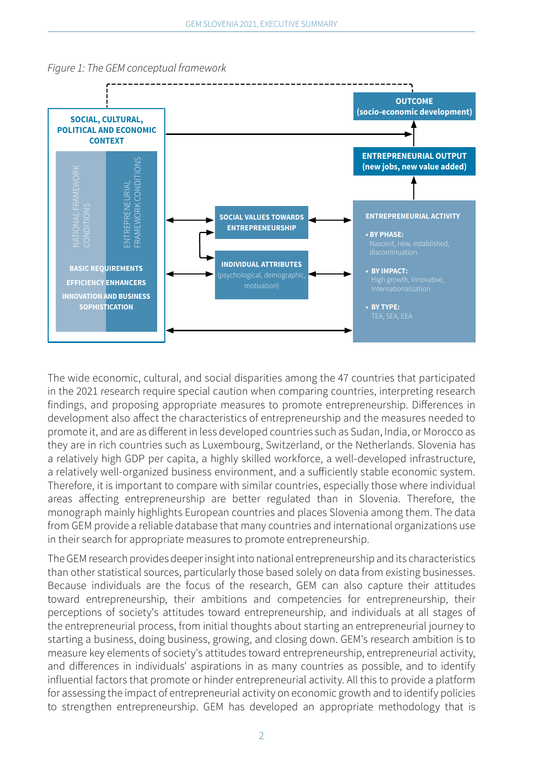*Figure 1: The GEM conceptual framework*

SOCIAL, CULTURAL, POLITICAL AND ECONOMIC CONTEXT

NATIONAL FRAMEWORK CONDITIONS

ENTREPRENEURIAL FRAMEWORK CONDITIONS

BASIC REQUIREMENTS

EFFICIENCY ENHANCERS

INNOVATION AND BUSINESS SOPHISTICATION

SOCIAL VALUES TOWARDS ENTREPRENEURSHIP

INDIVIDUAL ATTRIBUTES (psychological, demographic, motivation)

ENTREPRENEURIAL ACTIVITY

- BY PHASE: Nascent, new, established, discontinuation
- BY IMPACT: High growth, Innovative, Internationalization
- BY TYPE: TEA, SEA, EEA

ENTREPRENEURIAL OUTPUT (new jobs, new value added)

OUTCOME (socio-economic development)

The wide economic, cultural, and social disparities among the 47 countries that participated in the 2021 research require special caution when comparing countries, interpreting research findings, and proposing appropriate measures to promote entrepreneurship. Differences in development also affect the characteristics of entrepreneurship and the measures needed to promote it, and are as different in less developed countries such as Sudan, India, or Morocco as they are in rich countries such as Luxembourg, Switzerland, or the Netherlands. Slovenia has a relatively high GDP per capita, a highly skilled workforce, a well-developed infrastructure, a relatively well-organized business environment, and a sufficiently stable economic system. Therefore, it is important to compare with similar countries, especially those where individual areas affecting entrepreneurship are better regulated than in Slovenia. Therefore, the monograph mainly highlights European countries and places Slovenia among them. The data from GEM provide a reliable database that many countries and international organizations use in their search for appropriate measures to promote entrepreneurship.

The GEM research provides deeper insight into national entrepreneurship and its characteristics than other statistical sources, particularly those based solely on data from existing businesses. Because individuals are the focus of the research, GEM can also capture their attitudes toward entrepreneurship, their ambitions and competencies for entrepreneurship, their perceptions of society's attitudes toward entrepreneurship, and individuals at all stages of the entrepreneurial process, from initial thoughts about starting an entrepreneurial journey to starting a business, doing business, growing, and closing down. GEM's research ambition is to measure key elements of society's attitudes toward entrepreneurship, entrepreneurial activity, and differences in individuals' aspirations in as many countries as possible, and to identify influential factors that promote or hinder entrepreneurial activity. All this to provide a platform for assessing the impact of entrepreneurial activity on economic growth and to identify policies to strengthen entrepreneurship. GEM has developed an appropriate methodology that is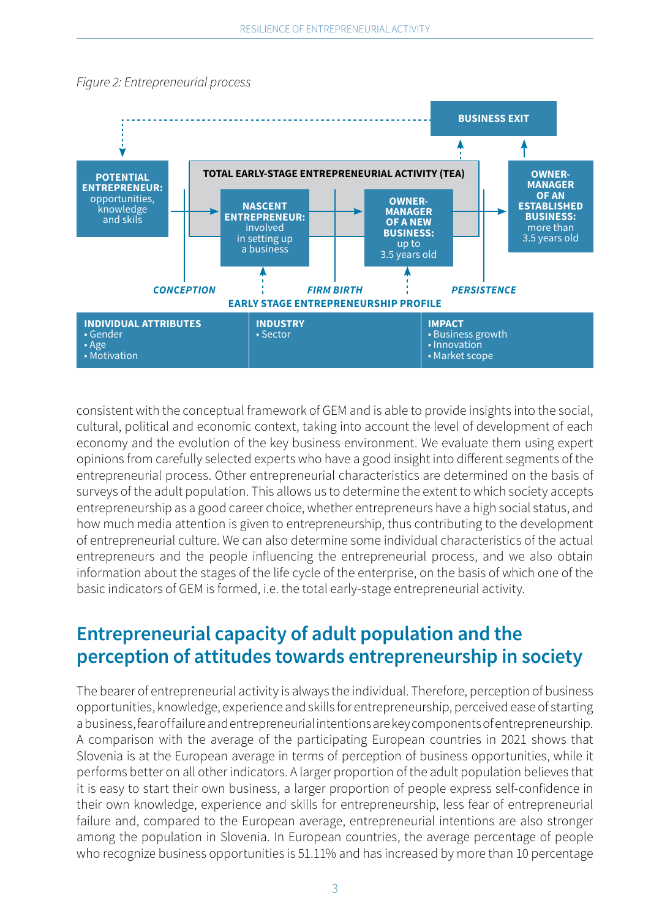*Figure 2: Entrepreneurial process*

**POTENTIAL ENTREPRENEUR:** opportunities, knowledge and skils

**TOTAL EARLY-STAGE ENTREPRENEURIAL ACTIVITY (TEA)**

**NASCENT ENTREPRENEUR:** involved in setting up a business

**OWNER-MANAGER OF A NEW BUSINESS:** up to 3.5 years old

**OWNER-MANAGER OF AN ESTABLISHED BUSINESS:** more than 3.5 years old

**BUSINESS EXIT**

***CONCEPTION*** — ***FIRM BIRTH*** — ***PERSISTENCE***

**EARLY STAGE ENTREPRENEURSHIP PROFILE**

| INDIVIDUAL ATTRIBUTES | INDUSTRY | IMPACT |
|---|---|---|
| • Gender<br>• Age<br>• Motivation | • Sector | • Business growth<br>• Innovation<br>• Market scope |

consistent with the conceptual framework of GEM and is able to provide insights into the social, cultural, political and economic context, taking into account the level of development of each economy and the evolution of the key business environment. We evaluate them using expert opinions from carefully selected experts who have a good insight into different segments of the entrepreneurial process. Other entrepreneurial characteristics are determined on the basis of surveys of the adult population. This allows us to determine the extent to which society accepts entrepreneurship as a good career choice, whether entrepreneurs have a high social status, and how much media attention is given to entrepreneurship, thus contributing to the development of entrepreneurial culture. We can also determine some individual characteristics of the actual entrepreneurs and the people influencing the entrepreneurial process, and we also obtain information about the stages of the life cycle of the enterprise, on the basis of which one of the basic indicators of GEM is formed, i.e. the total early-stage entrepreneurial activity.

## Entrepreneurial capacity of adult population and the perception of attitudes towards entrepreneurship in society

The bearer of entrepreneurial activity is always the individual. Therefore, perception of business opportunities, knowledge, experience and skills for entrepreneurship, perceived ease of starting a business, fear of failure and entrepreneurial intentions are key components of entrepreneurship. A comparison with the average of the participating European countries in 2021 shows that Slovenia is at the European average in terms of perception of business opportunities, while it performs better on all other indicators. A larger proportion of the adult population believes that it is easy to start their own business, a larger proportion of people express self-confidence in their own knowledge, experience and skills for entrepreneurship, less fear of entrepreneurial failure and, compared to the European average, entrepreneurial intentions are also stronger among the population in Slovenia. In European countries, the average percentage of people who recognize business opportunities is 51.11% and has increased by more than 10 percentage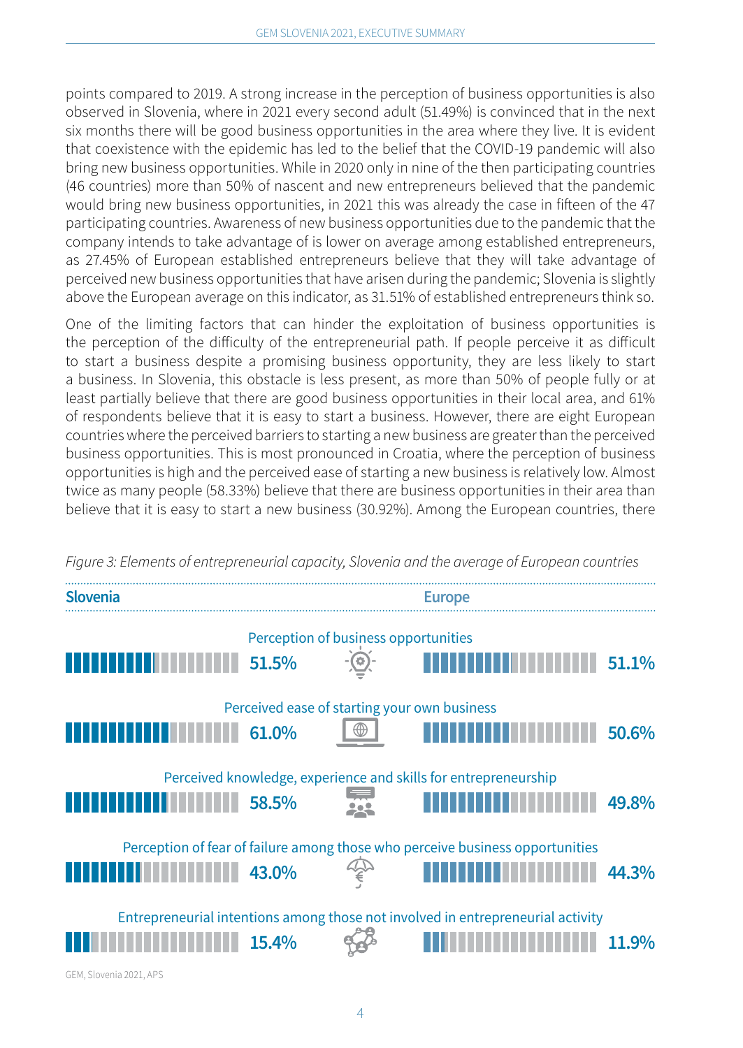points compared to 2019. A strong increase in the perception of business opportunities is also observed in Slovenia, where in 2021 every second adult (51.49%) is convinced that in the next six months there will be good business opportunities in the area where they live. It is evident that coexistence with the epidemic has led to the belief that the COVID-19 pandemic will also bring new business opportunities. While in 2020 only in nine of the then participating countries (46 countries) more than 50% of nascent and new entrepreneurs believed that the pandemic would bring new business opportunities, in 2021 this was already the case in fifteen of the 47 participating countries. Awareness of new business opportunities due to the pandemic that the company intends to take advantage of is lower on average among established entrepreneurs, as 27.45% of European established entrepreneurs believe that they will take advantage of perceived new business opportunities that have arisen during the pandemic; Slovenia is slightly above the European average on this indicator, as 31.51% of established entrepreneurs think so.

One of the limiting factors that can hinder the exploitation of business opportunities is the perception of the difficulty of the entrepreneurial path. If people perceive it as difficult to start a business despite a promising business opportunity, they are less likely to start a business. In Slovenia, this obstacle is less present, as more than 50% of people fully or at least partially believe that there are good business opportunities in their local area, and 61% of respondents believe that it is easy to start a business. However, there are eight European countries where the perceived barriers to starting a new business are greater than the perceived business opportunities. This is most pronounced in Croatia, where the perception of business opportunities is high and the perceived ease of starting a new business is relatively low. Almost twice as many people (58.33%) believe that there are business opportunities in their area than believe that it is easy to start a new business (30.92%). Among the European countries, there

*Figure 3: Elements of entrepreneurial capacity, Slovenia and the average of European countries*

| Indicator | Slovenia | Europe |
|---|---|---|
| Perception of business opportunities | 51.5% | 51.1% |
| Perceived ease of starting your own business | 61.0% | 50.6% |
| Perceived knowledge, experience and skills for entrepreneurship | 58.5% | 49.8% |
| Perception of fear of failure among those who perceive business opportunities | 43.0% | 44.3% |
| Entrepreneurial intentions among those not involved in entrepreneurial activity | 15.4% | 11.9% |

GEM, Slovenia 2021, APS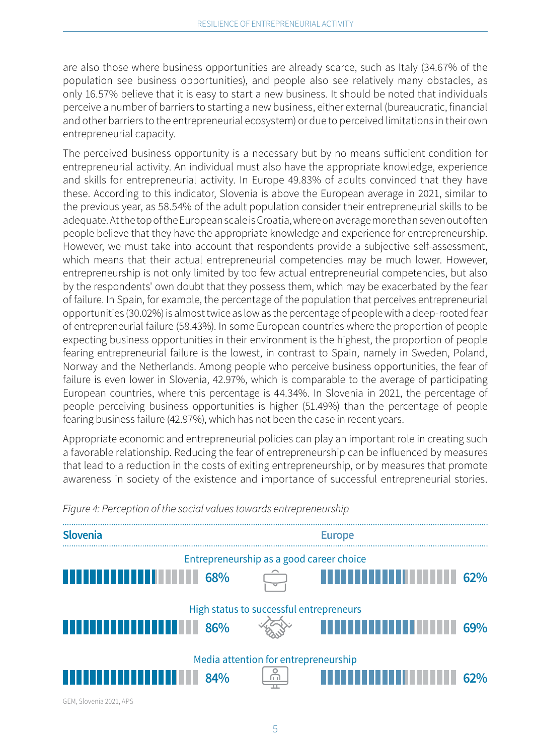are also those where business opportunities are already scarce, such as Italy (34.67% of the population see business opportunities), and people also see relatively many obstacles, as only 16.57% believe that it is easy to start a new business. It should be noted that individuals perceive a number of barriers to starting a new business, either external (bureaucratic, financial and other barriers to the entrepreneurial ecosystem) or due to perceived limitations in their own entrepreneurial capacity.

The perceived business opportunity is a necessary but by no means sufficient condition for entrepreneurial activity. An individual must also have the appropriate knowledge, experience and skills for entrepreneurial activity. In Europe 49.83% of adults convinced that they have these. According to this indicator, Slovenia is above the European average in 2021, similar to the previous year, as 58.54% of the adult population consider their entrepreneurial skills to be adequate. At the top of the European scale is Croatia, where on average more than seven out of ten people believe that they have the appropriate knowledge and experience for entrepreneurship. However, we must take into account that respondents provide a subjective self-assessment, which means that their actual entrepreneurial competencies may be much lower. However, entrepreneurship is not only limited by too few actual entrepreneurial competencies, but also by the respondents' own doubt that they possess them, which may be exacerbated by the fear of failure. In Spain, for example, the percentage of the population that perceives entrepreneurial opportunities (30.02%) is almost twice as low as the percentage of people with a deep-rooted fear of entrepreneurial failure (58.43%). In some European countries where the proportion of people expecting business opportunities in their environment is the highest, the proportion of people fearing entrepreneurial failure is the lowest, in contrast to Spain, namely in Sweden, Poland, Norway and the Netherlands. Among people who perceive business opportunities, the fear of failure is even lower in Slovenia, 42.97%, which is comparable to the average of participating European countries, where this percentage is 44.34%. In Slovenia in 2021, the percentage of people perceiving business opportunities is higher (51.49%) than the percentage of people fearing business failure (42.97%), which has not been the case in recent years.

Appropriate economic and entrepreneurial policies can play an important role in creating such a favorable relationship. Reducing the fear of entrepreneurship can be influenced by measures that lead to a reduction in the costs of exiting entrepreneurship, or by measures that promote awareness in society of the existence and importance of successful entrepreneurial stories.

*Figure 4: Perception of the social values towards entrepreneurship*

| | Slovenia | Europe |
|---|---|---|
| Entrepreneurship as a good career choice | 68% | 62% |
| High status to successful entrepreneurs | 86% | 69% |
| Media attention for entrepreneurship | 84% | 62% |

GEM, Slovenia 2021, APS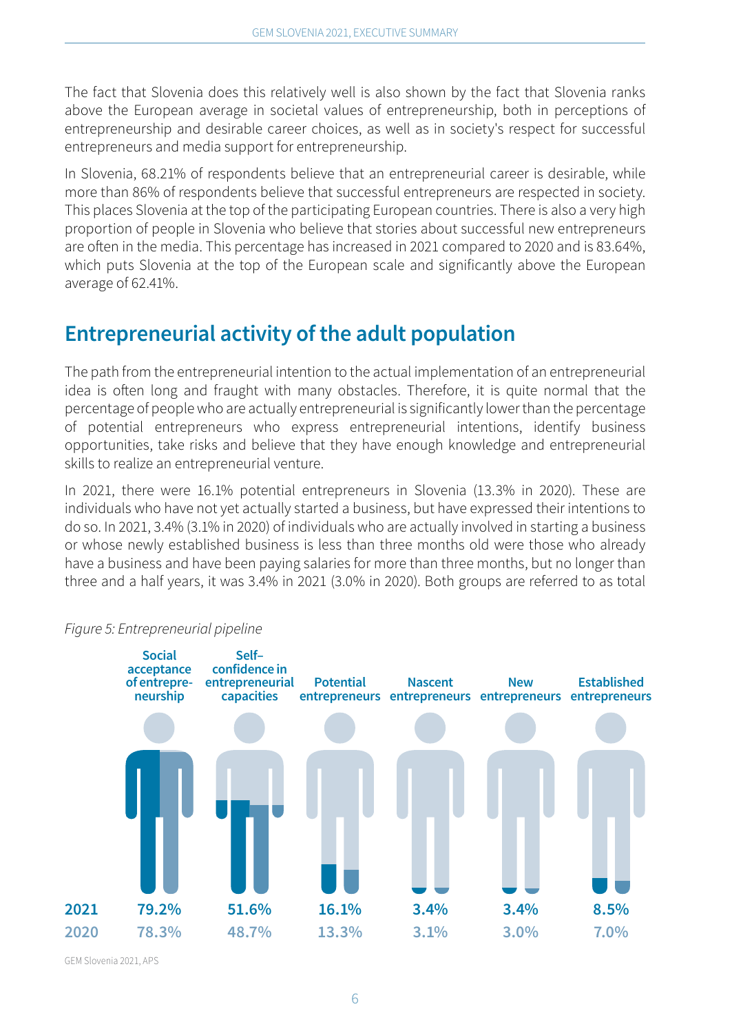The fact that Slovenia does this relatively well is also shown by the fact that Slovenia ranks above the European average in societal values of entrepreneurship, both in perceptions of entrepreneurship and desirable career choices, as well as in society's respect for successful entrepreneurs and media support for entrepreneurship.

In Slovenia, 68.21% of respondents believe that an entrepreneurial career is desirable, while more than 86% of respondents believe that successful entrepreneurs are respected in society. This places Slovenia at the top of the participating European countries. There is also a very high proportion of people in Slovenia who believe that stories about successful new entrepreneurs are often in the media. This percentage has increased in 2021 compared to 2020 and is 83.64%, which puts Slovenia at the top of the European scale and significantly above the European average of 62.41%.

## Entrepreneurial activity of the adult population

The path from the entrepreneurial intention to the actual implementation of an entrepreneurial idea is often long and fraught with many obstacles. Therefore, it is quite normal that the percentage of people who are actually entrepreneurial is significantly lower than the percentage of potential entrepreneurs who express entrepreneurial intentions, identify business opportunities, take risks and believe that they have enough knowledge and entrepreneurial skills to realize an entrepreneurial venture.

In 2021, there were 16.1% potential entrepreneurs in Slovenia (13.3% in 2020). These are individuals who have not yet actually started a business, but have expressed their intentions to do so. In 2021, 3.4% (3.1% in 2020) of individuals who are actually involved in starting a business or whose newly established business is less than three months old were those who already have a business and have been paying salaries for more than three months, but no longer than three and a half years, it was 3.4% in 2021 (3.0% in 2020). Both groups are referred to as total

*Figure 5: Entrepreneurial pipeline*

| | Social acceptance of entrepreneurship | Self–confidence in entrepreneurial capacities | Potential entrepreneurs | Nascent entrepreneurs | New entrepreneurs | Established entrepreneurs |
|---|---|---|---|---|---|---|
| 2021 | 79.2% | 51.6% | 16.1% | 3.4% | 3.4% | 8.5% |
| 2020 | 78.3% | 48.7% | 13.3% | 3.1% | 3.0% | 7.0% |

GEM Slovenia 2021, APS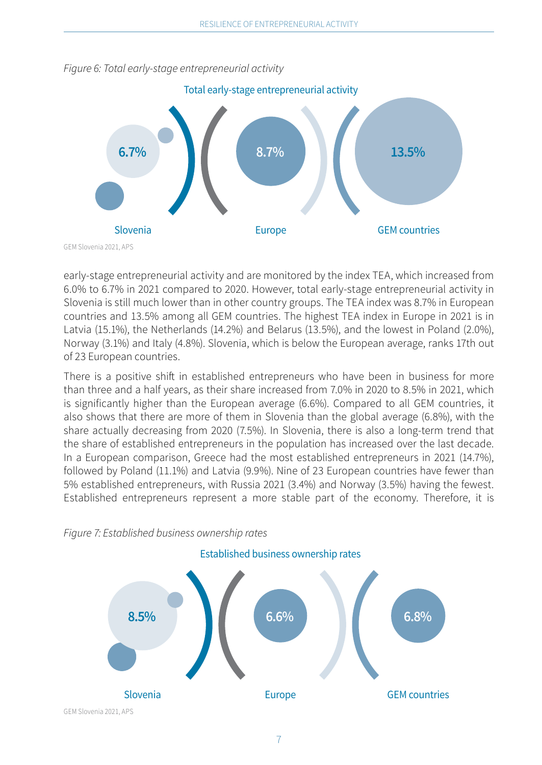*Figure 6: Total early-stage entrepreneurial activity*

Total early-stage entrepreneurial activity

| Slovenia | Europe | GEM countries |
|---|---|---|
| 6.7% | 8.7% | 13.5% |

GEM Slovenia 2021, APS

early-stage entrepreneurial activity and are monitored by the index TEA, which increased from 6.0% to 6.7% in 2021 compared to 2020. However, total early-stage entrepreneurial activity in Slovenia is still much lower than in other country groups. The TEA index was 8.7% in European countries and 13.5% among all GEM countries. The highest TEA index in Europe in 2021 is in Latvia (15.1%), the Netherlands (14.2%) and Belarus (13.5%), and the lowest in Poland (2.0%), Norway (3.1%) and Italy (4.8%). Slovenia, which is below the European average, ranks 17th out of 23 European countries.

There is a positive shift in established entrepreneurs who have been in business for more than three and a half years, as their share increased from 7.0% in 2020 to 8.5% in 2021, which is significantly higher than the European average (6.6%). Compared to all GEM countries, it also shows that there are more of them in Slovenia than the global average (6.8%), with the share actually decreasing from 2020 (7.5%). In Slovenia, there is also a long-term trend that the share of established entrepreneurs in the population has increased over the last decade. In a European comparison, Greece had the most established entrepreneurs in 2021 (14.7%), followed by Poland (11.1%) and Latvia (9.9%). Nine of 23 European countries have fewer than 5% established entrepreneurs, with Russia 2021 (3.4%) and Norway (3.5%) having the fewest. Established entrepreneurs represent a more stable part of the economy. Therefore, it is

*Figure 7: Established business ownership rates*

Established business ownership rates

| Slovenia | Europe | GEM countries |
|---|---|---|
| 8.5% | 6.6% | 6.8% |

GEM Slovenia 2021, APS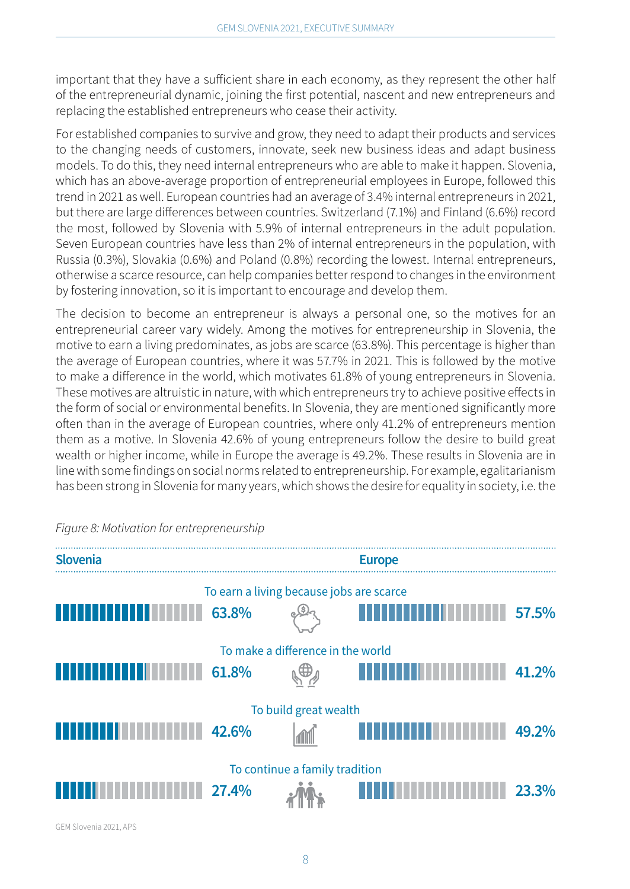important that they have a sufficient share in each economy, as they represent the other half of the entrepreneurial dynamic, joining the first potential, nascent and new entrepreneurs and replacing the established entrepreneurs who cease their activity.

For established companies to survive and grow, they need to adapt their products and services to the changing needs of customers, innovate, seek new business ideas and adapt business models. To do this, they need internal entrepreneurs who are able to make it happen. Slovenia, which has an above-average proportion of entrepreneurial employees in Europe, followed this trend in 2021 as well. European countries had an average of 3.4% internal entrepreneurs in 2021, but there are large differences between countries. Switzerland (7.1%) and Finland (6.6%) record the most, followed by Slovenia with 5.9% of internal entrepreneurs in the adult population. Seven European countries have less than 2% of internal entrepreneurs in the population, with Russia (0.3%), Slovakia (0.6%) and Poland (0.8%) recording the lowest. Internal entrepreneurs, otherwise a scarce resource, can help companies better respond to changes in the environment by fostering innovation, so it is important to encourage and develop them.

The decision to become an entrepreneur is always a personal one, so the motives for an entrepreneurial career vary widely. Among the motives for entrepreneurship in Slovenia, the motive to earn a living predominates, as jobs are scarce (63.8%). This percentage is higher than the average of European countries, where it was 57.7% in 2021. This is followed by the motive to make a difference in the world, which motivates 61.8% of young entrepreneurs in Slovenia. These motives are altruistic in nature, with which entrepreneurs try to achieve positive effects in the form of social or environmental benefits. In Slovenia, they are mentioned significantly more often than in the average of European countries, where only 41.2% of entrepreneurs mention them as a motive. In Slovenia 42.6% of young entrepreneurs follow the desire to build great wealth or higher income, while in Europe the average is 49.2%. These results in Slovenia are in line with some findings on social norms related to entrepreneurship. For example, egalitarianism has been strong in Slovenia for many years, which shows the desire for equality in society, i.e. the

*Figure 8: Motivation for entrepreneurship*

| Motive | Slovenia | Europe |
|---|---|---|
| To earn a living because jobs are scarce | 63.8% | 57.5% |
| To make a difference in the world | 61.8% | 41.2% |
| To build great wealth | 42.6% | 49.2% |
| To continue a family tradition | 27.4% | 23.3% |

GEM Slovenia 2021, APS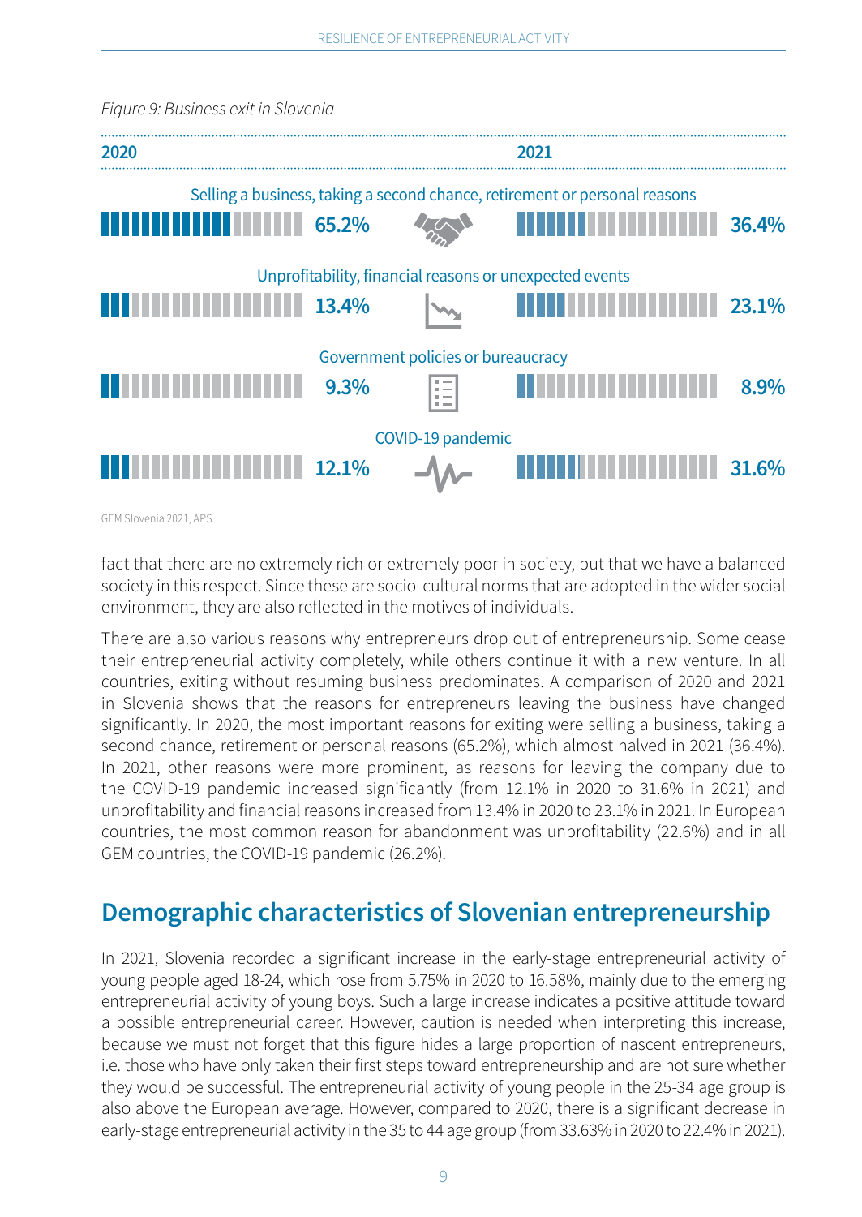*Figure 9: Business exit in Slovenia*

| 2020 | | 2021 |
|---|---|---|
| 65.2% | Selling a business, taking a second chance, retirement or personal reasons | 36.4% |
| 13.4% | Unprofitability, financial reasons or unexpected events | 23.1% |
| 9.3% | Government policies or bureaucracy | 8.9% |
| 12.1% | COVID-19 pandemic | 31.6% |

GEM Slovenia 2021, APS

fact that there are no extremely rich or extremely poor in society, but that we have a balanced society in this respect. Since these are socio-cultural norms that are adopted in the wider social environment, they are also reflected in the motives of individuals.

There are also various reasons why entrepreneurs drop out of entrepreneurship. Some cease their entrepreneurial activity completely, while others continue it with a new venture. In all countries, exiting without resuming business predominates. A comparison of 2020 and 2021 in Slovenia shows that the reasons for entrepreneurs leaving the business have changed significantly. In 2020, the most important reasons for exiting were selling a business, taking a second chance, retirement or personal reasons (65.2%), which almost halved in 2021 (36.4%). In 2021, other reasons were more prominent, as reasons for leaving the company due to the COVID-19 pandemic increased significantly (from 12.1% in 2020 to 31.6% in 2021) and unprofitability and financial reasons increased from 13.4% in 2020 to 23.1% in 2021. In European countries, the most common reason for abandonment was unprofitability (22.6%) and in all GEM countries, the COVID-19 pandemic (26.2%).

## Demographic characteristics of Slovenian entrepreneurship

In 2021, Slovenia recorded a significant increase in the early-stage entrepreneurial activity of young people aged 18-24, which rose from 5.75% in 2020 to 16.58%, mainly due to the emerging entrepreneurial activity of young boys. Such a large increase indicates a positive attitude toward a possible entrepreneurial career. However, caution is needed when interpreting this increase, because we must not forget that this figure hides a large proportion of nascent entrepreneurs, i.e. those who have only taken their first steps toward entrepreneurship and are not sure whether they would be successful. The entrepreneurial activity of young people in the 25-34 age group is also above the European average. However, compared to 2020, there is a significant decrease in early-stage entrepreneurial activity in the 35 to 44 age group (from 33.63% in 2020 to 22.4% in 2021).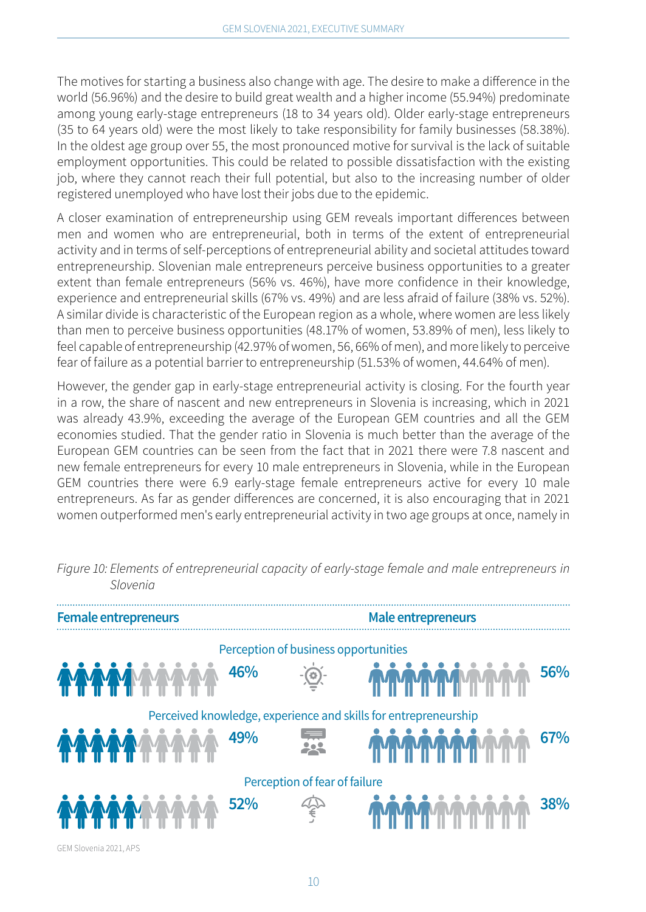The motives for starting a business also change with age. The desire to make a difference in the world (56.96%) and the desire to build great wealth and a higher income (55.94%) predominate among young early-stage entrepreneurs (18 to 34 years old). Older early-stage entrepreneurs (35 to 64 years old) were the most likely to take responsibility for family businesses (58.38%). In the oldest age group over 55, the most pronounced motive for survival is the lack of suitable employment opportunities. This could be related to possible dissatisfaction with the existing job, where they cannot reach their full potential, but also to the increasing number of older registered unemployed who have lost their jobs due to the epidemic.

A closer examination of entrepreneurship using GEM reveals important differences between men and women who are entrepreneurial, both in terms of the extent of entrepreneurial activity and in terms of self-perceptions of entrepreneurial ability and societal attitudes toward entrepreneurship. Slovenian male entrepreneurs perceive business opportunities to a greater extent than female entrepreneurs (56% vs. 46%), have more confidence in their knowledge, experience and entrepreneurial skills (67% vs. 49%) and are less afraid of failure (38% vs. 52%). A similar divide is characteristic of the European region as a whole, where women are less likely than men to perceive business opportunities (48.17% of women, 53.89% of men), less likely to feel capable of entrepreneurship (42.97% of women, 56, 66% of men), and more likely to perceive fear of failure as a potential barrier to entrepreneurship (51.53% of women, 44.64% of men).

However, the gender gap in early-stage entrepreneurial activity is closing. For the fourth year in a row, the share of nascent and new entrepreneurs in Slovenia is increasing, which in 2021 was already 43.9%, exceeding the average of the European GEM countries and all the GEM economies studied. That the gender ratio in Slovenia is much better than the average of the European GEM countries can be seen from the fact that in 2021 there were 7.8 nascent and new female entrepreneurs for every 10 male entrepreneurs in Slovenia, while in the European GEM countries there were 6.9 early-stage female entrepreneurs active for every 10 male entrepreneurs. As far as gender differences are concerned, it is also encouraging that in 2021 women outperformed men's early entrepreneurial activity in two age groups at once, namely in

*Figure 10: Elements of entrepreneurial capacity of early-stage female and male entrepreneurs in Slovenia*

| | Female entrepreneurs | Male entrepreneurs |
|---|---|---|
| Perception of business opportunities | 46% | 56% |
| Perceived knowledge, experience and skills for entrepreneurship | 49% | 67% |
| Perception of fear of failure | 52% | 38% |

GEM Slovenia 2021, APS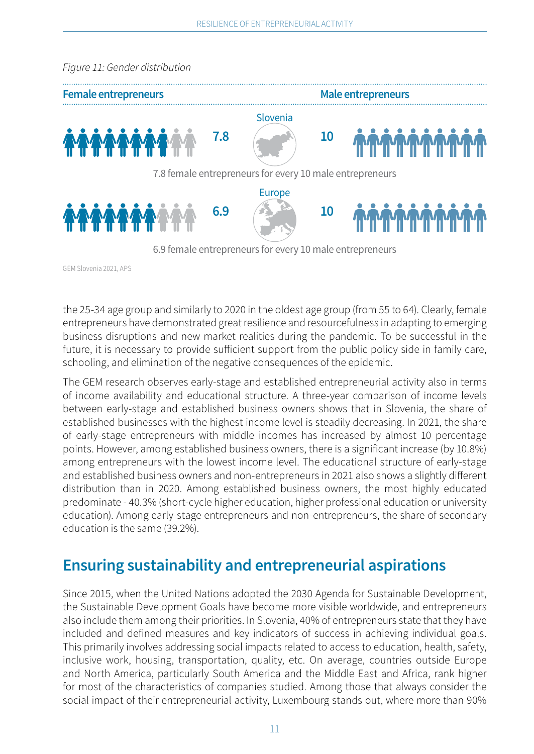*Figure 11: Gender distribution*

| Female entrepreneurs | | Male entrepreneurs |
|---|---|---|
| 7.8 | Slovenia | 10 |
| 7.8 female entrepreneurs for every 10 male entrepreneurs | | |
| 6.9 | Europe | 10 |
| 6.9 female entrepreneurs for every 10 male entrepreneurs | | |

GEM Slovenia 2021, APS

the 25-34 age group and similarly to 2020 in the oldest age group (from 55 to 64). Clearly, female entrepreneurs have demonstrated great resilience and resourcefulness in adapting to emerging business disruptions and new market realities during the pandemic. To be successful in the future, it is necessary to provide sufficient support from the public policy side in family care, schooling, and elimination of the negative consequences of the epidemic.

The GEM research observes early-stage and established entrepreneurial activity also in terms of income availability and educational structure. A three-year comparison of income levels between early-stage and established business owners shows that in Slovenia, the share of established businesses with the highest income level is steadily decreasing. In 2021, the share of early-stage entrepreneurs with middle incomes has increased by almost 10 percentage points. However, among established business owners, there is a significant increase (by 10.8%) among entrepreneurs with the lowest income level. The educational structure of early-stage and established business owners and non-entrepreneurs in 2021 also shows a slightly different distribution than in 2020. Among established business owners, the most highly educated predominate - 40.3% (short-cycle higher education, higher professional education or university education). Among early-stage entrepreneurs and non-entrepreneurs, the share of secondary education is the same (39.2%).

## Ensuring sustainability and entrepreneurial aspirations

Since 2015, when the United Nations adopted the 2030 Agenda for Sustainable Development, the Sustainable Development Goals have become more visible worldwide, and entrepreneurs also include them among their priorities. In Slovenia, 40% of entrepreneurs state that they have included and defined measures and key indicators of success in achieving individual goals. This primarily involves addressing social impacts related to access to education, health, safety, inclusive work, housing, transportation, quality, etc. On average, countries outside Europe and North America, particularly South America and the Middle East and Africa, rank higher for most of the characteristics of companies studied. Among those that always consider the social impact of their entrepreneurial activity, Luxembourg stands out, where more than 90%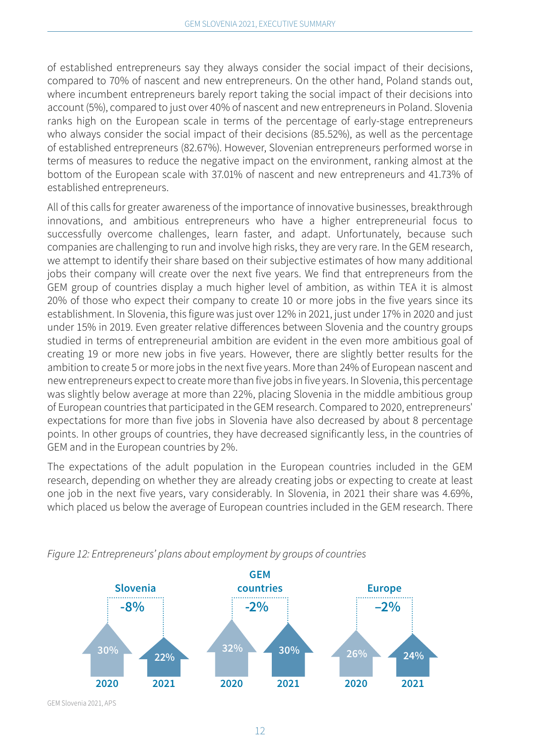of established entrepreneurs say they always consider the social impact of their decisions, compared to 70% of nascent and new entrepreneurs. On the other hand, Poland stands out, where incumbent entrepreneurs barely report taking the social impact of their decisions into account (5%), compared to just over 40% of nascent and new entrepreneurs in Poland. Slovenia ranks high on the European scale in terms of the percentage of early-stage entrepreneurs who always consider the social impact of their decisions (85.52%), as well as the percentage of established entrepreneurs (82.67%). However, Slovenian entrepreneurs performed worse in terms of measures to reduce the negative impact on the environment, ranking almost at the bottom of the European scale with 37.01% of nascent and new entrepreneurs and 41.73% of established entrepreneurs.

All of this calls for greater awareness of the importance of innovative businesses, breakthrough innovations, and ambitious entrepreneurs who have a higher entrepreneurial focus to successfully overcome challenges, learn faster, and adapt. Unfortunately, because such companies are challenging to run and involve high risks, they are very rare. In the GEM research, we attempt to identify their share based on their subjective estimates of how many additional jobs their company will create over the next five years. We find that entrepreneurs from the GEM group of countries display a much higher level of ambition, as within TEA it is almost 20% of those who expect their company to create 10 or more jobs in the five years since its establishment. In Slovenia, this figure was just over 12% in 2021, just under 17% in 2020 and just under 15% in 2019. Even greater relative differences between Slovenia and the country groups studied in terms of entrepreneurial ambition are evident in the even more ambitious goal of creating 19 or more new jobs in five years. However, there are slightly better results for the ambition to create 5 or more jobs in the next five years. More than 24% of European nascent and new entrepreneurs expect to create more than five jobs in five years. In Slovenia, this percentage was slightly below average at more than 22%, placing Slovenia in the middle ambitious group of European countries that participated in the GEM research. Compared to 2020, entrepreneurs' expectations for more than five jobs in Slovenia have also decreased by about 8 percentage points. In other groups of countries, they have decreased significantly less, in the countries of GEM and in the European countries by 2%.

The expectations of the adult population in the European countries included in the GEM research, depending on whether they are already creating jobs or expecting to create at least one job in the next five years, vary considerably. In Slovenia, in 2021 their share was 4.69%, which placed us below the average of European countries included in the GEM research. There

*Figure 12: Entrepreneurs' plans about employment by groups of countries*

| | Slovenia | GEM countries | Europe |
|---|---|---|---|
| 2020 | 30% | 32% | 26% |
| 2021 | 22% | 30% | 24% |
| Change | -8% | -2% | –2% |

GEM Slovenia 2021, APS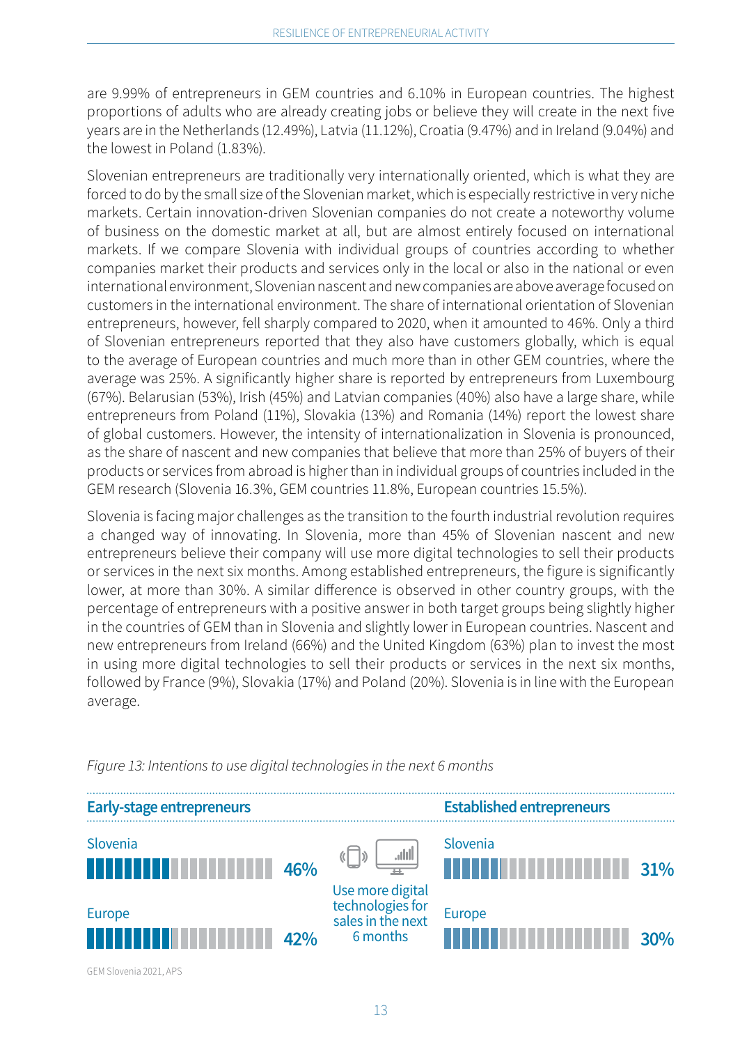are 9.99% of entrepreneurs in GEM countries and 6.10% in European countries. The highest proportions of adults who are already creating jobs or believe they will create in the next five years are in the Netherlands (12.49%), Latvia (11.12%), Croatia (9.47%) and in Ireland (9.04%) and the lowest in Poland (1.83%).

Slovenian entrepreneurs are traditionally very internationally oriented, which is what they are forced to do by the small size of the Slovenian market, which is especially restrictive in very niche markets. Certain innovation-driven Slovenian companies do not create a noteworthy volume of business on the domestic market at all, but are almost entirely focused on international markets. If we compare Slovenia with individual groups of countries according to whether companies market their products and services only in the local or also in the national or even international environment, Slovenian nascent and new companies are above average focused on customers in the international environment. The share of international orientation of Slovenian entrepreneurs, however, fell sharply compared to 2020, when it amounted to 46%. Only a third of Slovenian entrepreneurs reported that they also have customers globally, which is equal to the average of European countries and much more than in other GEM countries, where the average was 25%. A significantly higher share is reported by entrepreneurs from Luxembourg (67%). Belarusian (53%), Irish (45%) and Latvian companies (40%) also have a large share, while entrepreneurs from Poland (11%), Slovakia (13%) and Romania (14%) report the lowest share of global customers. However, the intensity of internationalization in Slovenia is pronounced, as the share of nascent and new companies that believe that more than 25% of buyers of their products or services from abroad is higher than in individual groups of countries included in the GEM research (Slovenia 16.3%, GEM countries 11.8%, European countries 15.5%).

Slovenia is facing major challenges as the transition to the fourth industrial revolution requires a changed way of innovating. In Slovenia, more than 45% of Slovenian nascent and new entrepreneurs believe their company will use more digital technologies to sell their products or services in the next six months. Among established entrepreneurs, the figure is significantly lower, at more than 30%. A similar difference is observed in other country groups, with the percentage of entrepreneurs with a positive answer in both target groups being slightly higher in the countries of GEM than in Slovenia and slightly lower in European countries. Nascent and new entrepreneurs from Ireland (66%) and the United Kingdom (63%) plan to invest the most in using more digital technologies to sell their products or services in the next six months, followed by France (9%), Slovakia (17%) and Poland (20%). Slovenia is in line with the European average.

*Figure 13: Intentions to use digital technologies in the next 6 months*

Use more digital technologies for sales in the next 6 months

| | Early-stage entrepreneurs | Established entrepreneurs |
|---|---|---|
| Slovenia | 46% | 31% |
| Europe | 42% | 30% |

GEM Slovenia 2021, APS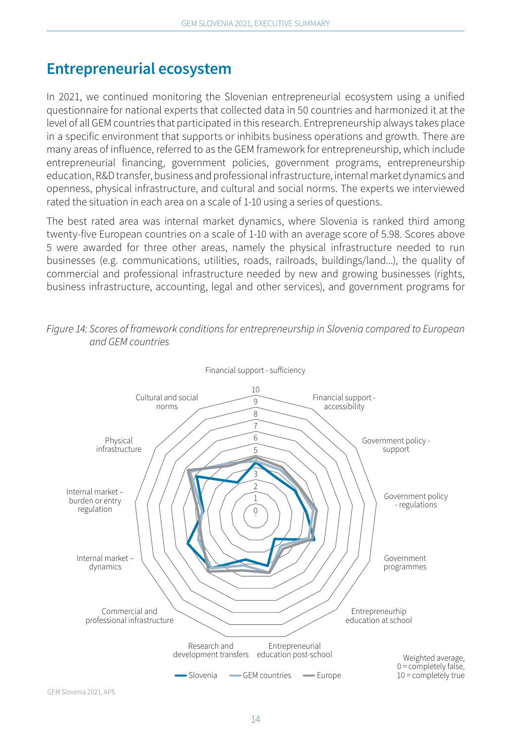## Entrepreneurial ecosystem

In 2021, we continued monitoring the Slovenian entrepreneurial ecosystem using a unified questionnaire for national experts that collected data in 50 countries and harmonized it at the level of all GEM countries that participated in this research. Entrepreneurship always takes place in a specific environment that supports or inhibits business operations and growth. There are many areas of influence, referred to as the GEM framework for entrepreneurship, which include entrepreneurial financing, government policies, government programs, entrepreneurship education, R&D transfer, business and professional infrastructure, internal market dynamics and openness, physical infrastructure, and cultural and social norms. The experts we interviewed rated the situation in each area on a scale of 1-10 using a series of questions.

The best rated area was internal market dynamics, where Slovenia is ranked third among twenty-five European countries on a scale of 1-10 with an average score of 5.98. Scores above 5 were awarded for three other areas, namely the physical infrastructure needed to run businesses (e.g. communications, utilities, roads, railroads, buildings/land...), the quality of commercial and professional infrastructure needed by new and growing businesses (rights, business infrastructure, accounting, legal and other services), and government programs for

*Figure 14: Scores of framework conditions for entrepreneurship in Slovenia compared to European and GEM countries*

GEM Slovenia 2021, APS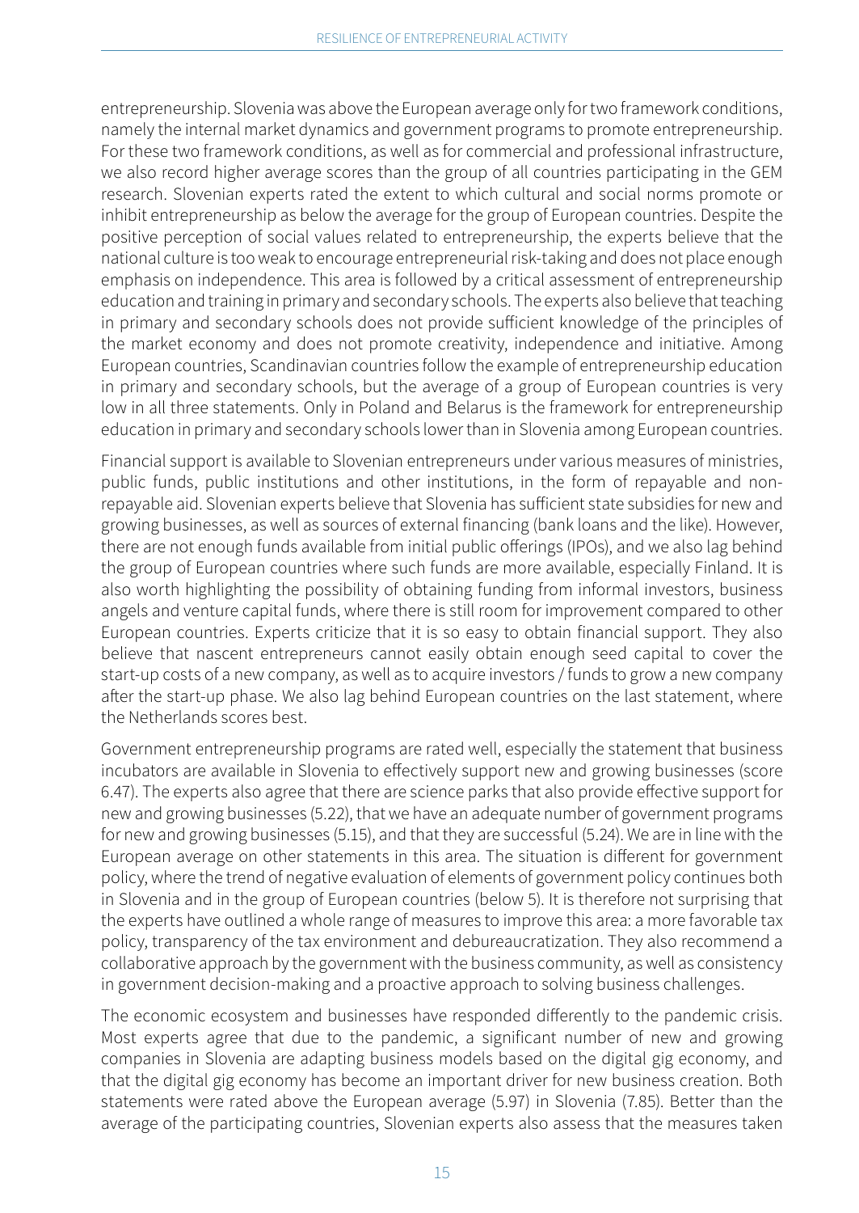entrepreneurship. Slovenia was above the European average only for two framework conditions, namely the internal market dynamics and government programs to promote entrepreneurship. For these two framework conditions, as well as for commercial and professional infrastructure, we also record higher average scores than the group of all countries participating in the GEM research. Slovenian experts rated the extent to which cultural and social norms promote or inhibit entrepreneurship as below the average for the group of European countries. Despite the positive perception of social values related to entrepreneurship, the experts believe that the national culture is too weak to encourage entrepreneurial risk-taking and does not place enough emphasis on independence. This area is followed by a critical assessment of entrepreneurship education and training in primary and secondary schools. The experts also believe that teaching in primary and secondary schools does not provide sufficient knowledge of the principles of the market economy and does not promote creativity, independence and initiative. Among European countries, Scandinavian countries follow the example of entrepreneurship education in primary and secondary schools, but the average of a group of European countries is very low in all three statements. Only in Poland and Belarus is the framework for entrepreneurship education in primary and secondary schools lower than in Slovenia among European countries.

Financial support is available to Slovenian entrepreneurs under various measures of ministries, public funds, public institutions and other institutions, in the form of repayable and non-repayable aid. Slovenian experts believe that Slovenia has sufficient state subsidies for new and growing businesses, as well as sources of external financing (bank loans and the like). However, there are not enough funds available from initial public offerings (IPOs), and we also lag behind the group of European countries where such funds are more available, especially Finland. It is also worth highlighting the possibility of obtaining funding from informal investors, business angels and venture capital funds, where there is still room for improvement compared to other European countries. Experts criticize that it is so easy to obtain financial support. They also believe that nascent entrepreneurs cannot easily obtain enough seed capital to cover the start-up costs of a new company, as well as to acquire investors / funds to grow a new company after the start-up phase. We also lag behind European countries on the last statement, where the Netherlands scores best.

Government entrepreneurship programs are rated well, especially the statement that business incubators are available in Slovenia to effectively support new and growing businesses (score 6.47). The experts also agree that there are science parks that also provide effective support for new and growing businesses (5.22), that we have an adequate number of government programs for new and growing businesses (5.15), and that they are successful (5.24). We are in line with the European average on other statements in this area. The situation is different for government policy, where the trend of negative evaluation of elements of government policy continues both in Slovenia and in the group of European countries (below 5). It is therefore not surprising that the experts have outlined a whole range of measures to improve this area: a more favorable tax policy, transparency of the tax environment and debureaucratization. They also recommend a collaborative approach by the government with the business community, as well as consistency in government decision-making and a proactive approach to solving business challenges.

The economic ecosystem and businesses have responded differently to the pandemic crisis. Most experts agree that due to the pandemic, a significant number of new and growing companies in Slovenia are adapting business models based on the digital gig economy, and that the digital gig economy has become an important driver for new business creation. Both statements were rated above the European average (5.97) in Slovenia (7.85). Better than the average of the participating countries, Slovenian experts also assess that the measures taken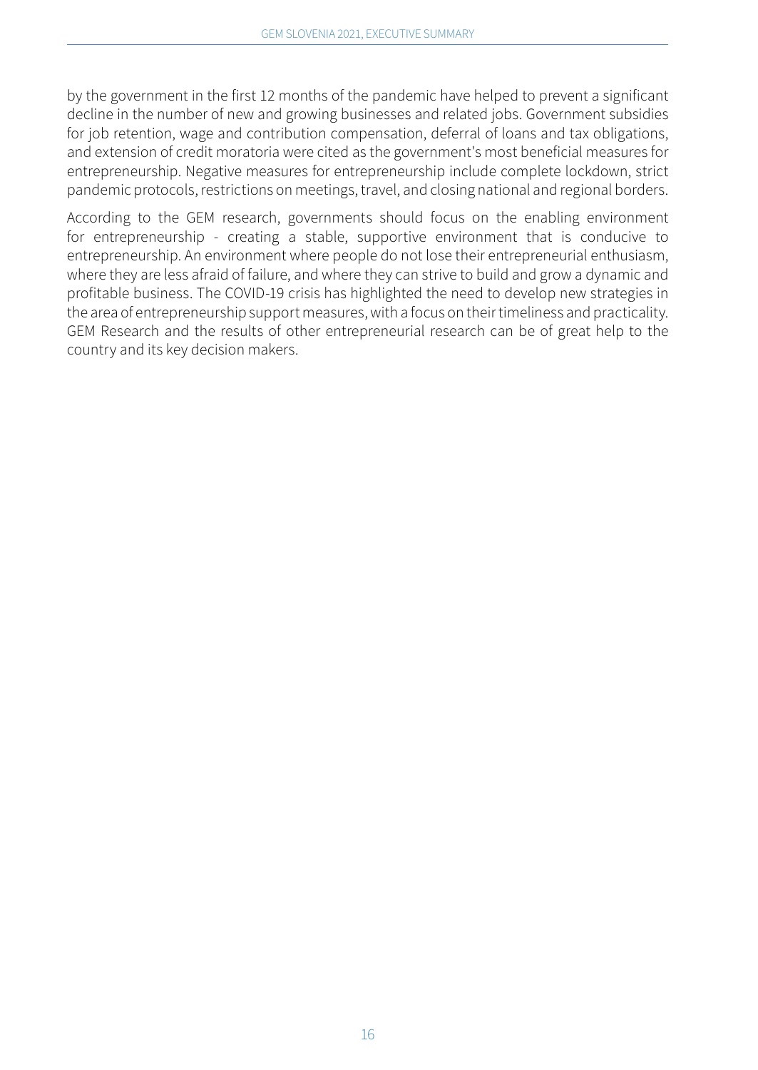by the government in the first 12 months of the pandemic have helped to prevent a significant decline in the number of new and growing businesses and related jobs. Government subsidies for job retention, wage and contribution compensation, deferral of loans and tax obligations, and extension of credit moratoria were cited as the government's most beneficial measures for entrepreneurship. Negative measures for entrepreneurship include complete lockdown, strict pandemic protocols, restrictions on meetings, travel, and closing national and regional borders.

According to the GEM research, governments should focus on the enabling environment for entrepreneurship - creating a stable, supportive environment that is conducive to entrepreneurship. An environment where people do not lose their entrepreneurial enthusiasm, where they are less afraid of failure, and where they can strive to build and grow a dynamic and profitable business. The COVID-19 crisis has highlighted the need to develop new strategies in the area of entrepreneurship support measures, with a focus on their timeliness and practicality. GEM Research and the results of other entrepreneurial research can be of great help to the country and its key decision makers.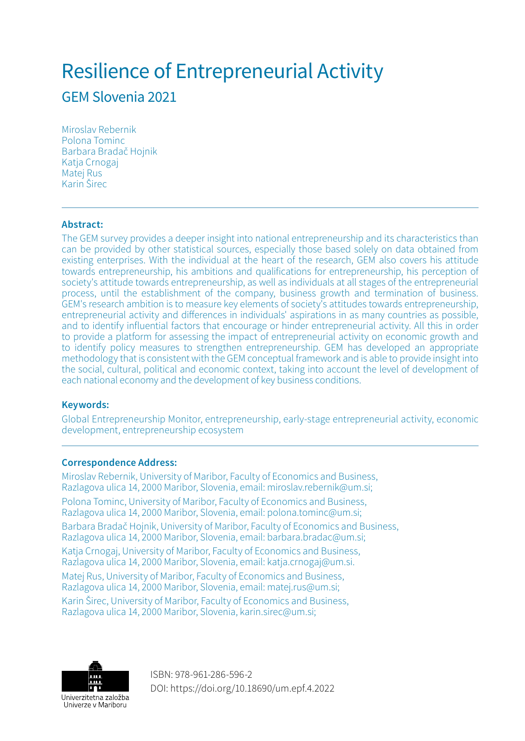# Resilience of Entrepreneurial Activity

## GEM Slovenia 2021

Miroslav Rebernik
Polona Tominc
Barbara Bradač Hojnik
Katja Crnogaj
Matej Rus
Karin Širec

**Abstract:**

The GEM survey provides a deeper insight into national entrepreneurship and its characteristics than can be provided by other statistical sources, especially those based solely on data obtained from existing enterprises. With the individual at the heart of the research, GEM also covers his attitude towards entrepreneurship, his ambitions and qualifications for entrepreneurship, his perception of society's attitude towards entrepreneurship, as well as individuals at all stages of the entrepreneurial process, until the establishment of the company, business growth and termination of business. GEM's research ambition is to measure key elements of society's attitudes towards entrepreneurship, entrepreneurial activity and differences in individuals' aspirations in as many countries as possible, and to identify influential factors that encourage or hinder entrepreneurial activity. All this in order to provide a platform for assessing the impact of entrepreneurial activity on economic growth and to identify policy measures to strengthen entrepreneurship. GEM has developed an appropriate methodology that is consistent with the GEM conceptual framework and is able to provide insight into the social, cultural, political and economic context, taking into account the level of development of each national economy and the development of key business conditions.

**Keywords:**

Global Entrepreneurship Monitor, entrepreneurship, early-stage entrepreneurial activity, economic development, entrepreneurship ecosystem

**Correspondence Address:**

Miroslav Rebernik, University of Maribor, Faculty of Economics and Business, Razlagova ulica 14, 2000 Maribor, Slovenia, email: miroslav.rebernik@um.si;

Polona Tominc, University of Maribor, Faculty of Economics and Business, Razlagova ulica 14, 2000 Maribor, Slovenia, email: polona.tominc@um.si;

Barbara Bradač Hojnik, University of Maribor, Faculty of Economics and Business, Razlagova ulica 14, 2000 Maribor, Slovenia, email: barbara.bradac@um.si;

Katja Crnogaj, University of Maribor, Faculty of Economics and Business, Razlagova ulica 14, 2000 Maribor, Slovenia, email: katja.crnogaj@um.si.

Matej Rus, University of Maribor, Faculty of Economics and Business, Razlagova ulica 14, 2000 Maribor, Slovenia, email: matej.rus@um.si;

Karin Širec, University of Maribor, Faculty of Economics and Business, Razlagova ulica 14, 2000 Maribor, Slovenia, karin.sirec@um.si;

Univerzitetna založba Univerze v Mariboru

ISBN: 978-961-286-596-2
DOI: https://doi.org/10.18690/um.epf.4.2022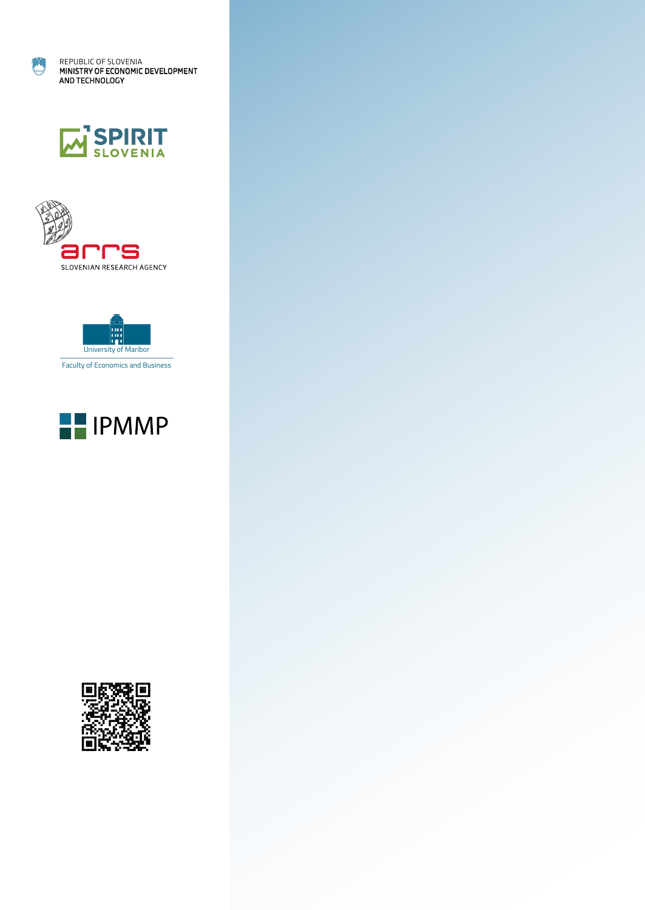REPUBLIC OF SLOVENIA
MINISTRY OF ECONOMIC DEVELOPMENT
AND TECHNOLOGY

SPIRIT
SLOVENIA

arrs
SLOVENIAN RESEARCH AGENCY

University of Maribor

Faculty of Economics and Business

IPMMP